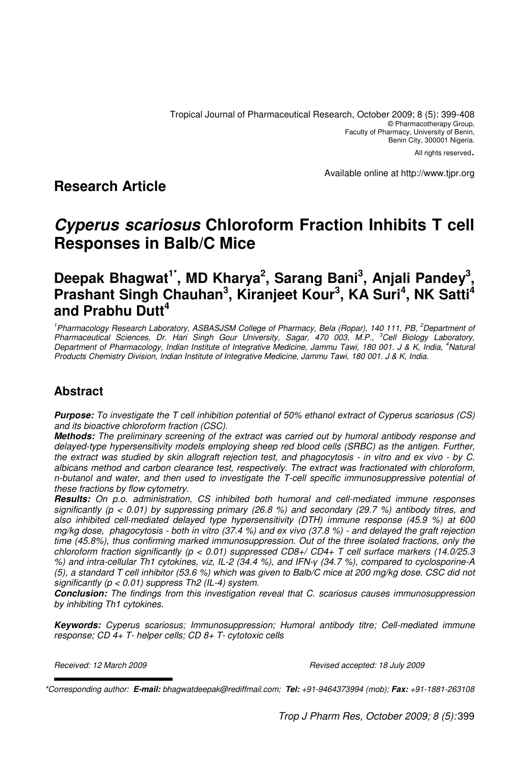Tropical Journal of Pharmaceutical Research, October 2009; 8 (5): 399-408
© Pharmacotherapy Group,
Faculty of Pharmacy, University of Benin,
Benin City, 300001 Nigeria.
All rights reserved.

Available online at http://www.tjpr.org

**Research Article**

# *Cyperus scariosus* Chloroform Fraction Inhibits T cell Responses in Balb/C Mice

## Deepak Bhagwat[1*], MD Kharya[2], Sarang Bani[3], Anjali Pandey[3], Prashant Singh Chauhan[3], Kiranjeet Kour[3], KA Suri[4], NK Satti[4] and Prabhu Dutt[4]

*[1]Pharmacology Research Laboratory, ASBASJSM College of Pharmacy, Bela (Ropar), 140 111, PB, [2]Department of Pharmaceutical Sciences, Dr. Hari Singh Gour University, Sagar, 470 003, M.P., [3]Cell Biology Laboratory, Department of Pharmacology, Indian Institute of Integrative Medicine, Jammu Tawi, 180 001. J & K, India, [4]Natural Products Chemistry Division, Indian Institute of Integrative Medicine, Jammu Tawi, 180 001. J & K, India.*

## Abstract

***Purpose:*** *To investigate the T cell inhibition potential of 50% ethanol extract of Cyperus scariosus (CS) and its bioactive chloroform fraction (CSC).*

***Methods:*** *The preliminary screening of the extract was carried out by humoral antibody response and delayed-type hypersensitivity models employing sheep red blood cells (SRBC) as the antigen. Further, the extract was studied by skin allograft rejection test, and phagocytosis - in vitro and ex vivo - by C. albicans method and carbon clearance test, respectively. The extract was fractionated with chloroform, n-butanol and water, and then used to investigate the T-cell specific immunosuppressive potential of these fractions by flow cytometry.*

***Results:*** *On p.o. administration, CS inhibited both humoral and cell-mediated immune responses significantly ($p < 0.01$) by suppressing primary (26.8 %) and secondary (29.7 %) antibody titres, and also inhibited cell-mediated delayed type hypersensitivity (DTH) immune response (45.9 %) at 600 mg/kg dose, phagocytosis - both in vitro (37.4 %) and ex vivo (37.8 %) - and delayed the graft rejection time (45.8%), thus confirming marked immunosuppression. Out of the three isolated fractions, only the chloroform fraction significantly ($p < 0.01$) suppressed CD8+/ CD4+ T cell surface markers (14.0/25.3 %) and intra-cellular Th1 cytokines, viz, IL-2 (34.4 %), and IFN-γ (34.7 %), compared to cyclosporine-A (5), a standard T cell inhibitor (53.6 %) which was given to Balb/C mice at 200 mg/kg dose. CSC did not significantly ($p < 0.01$) suppress Th2 (IL-4) system.*

***Conclusion:*** *The findings from this investigation reveal that C. scariosus causes immunosuppression by inhibiting Th1 cytokines.*

***Keywords:*** *Cyperus scariosus; Immunosuppression; Humoral antibody titre; Cell-mediated immune response; CD 4+ T- helper cells; CD 8+ T- cytotoxic cells*

*Received: 12 March 2009* *Revised accepted: 18 July 2009*

*\*Corresponding author: **E-mail:** bhagwatdeepak@rediffmail.com; **Tel:** +91-9464373994 (mob); **Fax:** +91-1881-263108*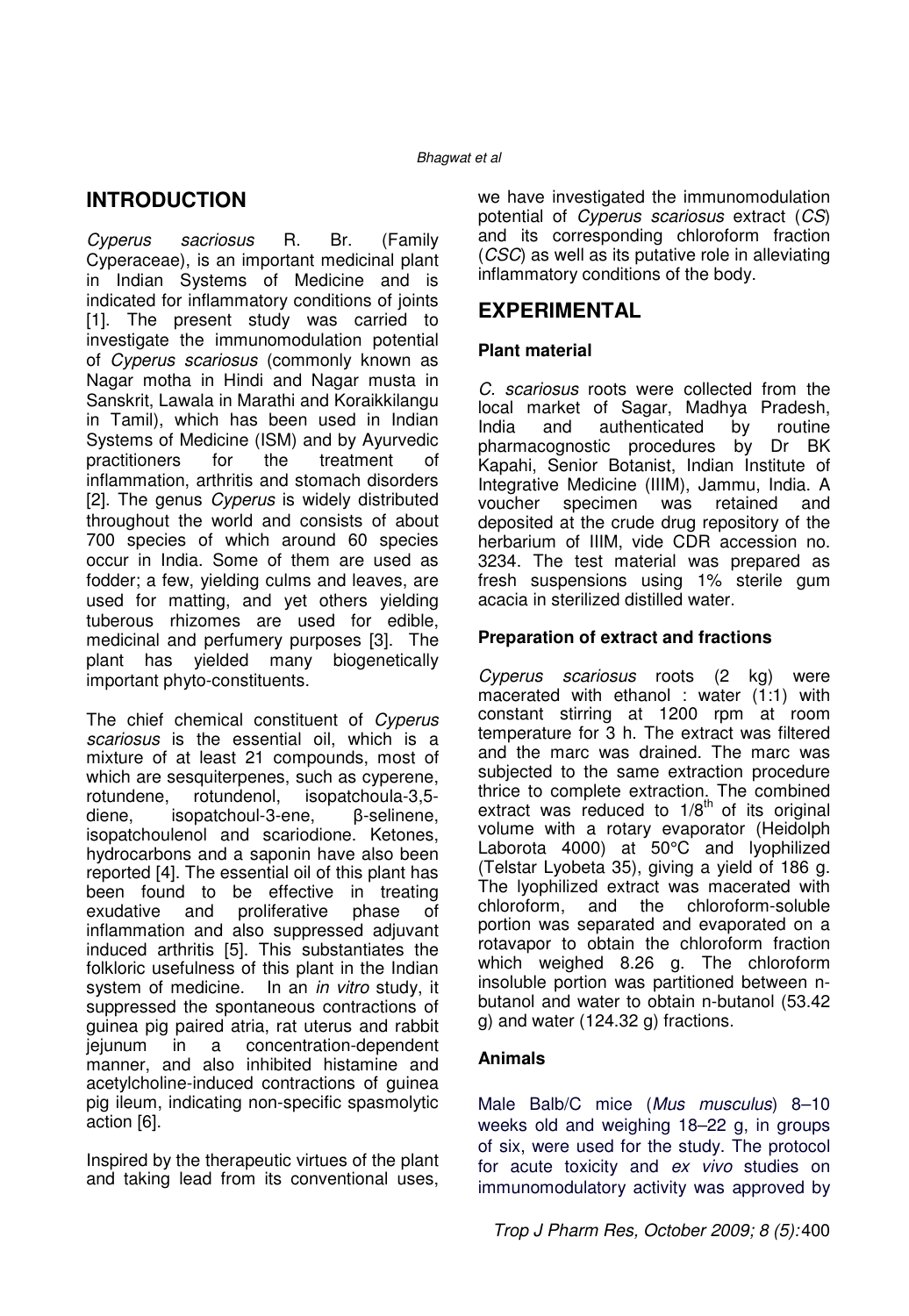## INTRODUCTION

*Cyperus sacriosus* R. Br. (Family Cyperaceae), is an important medicinal plant in Indian Systems of Medicine and is indicated for inflammatory conditions of joints [1]. The present study was carried to investigate the immunomodulation potential of *Cyperus scariosus* (commonly known as Nagar motha in Hindi and Nagar musta in Sanskrit, Lawala in Marathi and Koraikkilangu in Tamil), which has been used in Indian Systems of Medicine (ISM) and by Ayurvedic practitioners for the treatment of inflammation, arthritis and stomach disorders [2]. The genus *Cyperus* is widely distributed throughout the world and consists of about 700 species of which around 60 species occur in India. Some of them are used as fodder; a few, yielding culms and leaves, are used for matting, and yet others yielding tuberous rhizomes are used for edible, medicinal and perfumery purposes [3]. The plant has yielded many biogenetically important phyto-constituents.

The chief chemical constituent of *Cyperus scariosus* is the essential oil, which is a mixture of at least 21 compounds, most of which are sesquiterpenes, such as cyperene, rotundene, rotundenol, isopatchoula-3,5-diene, isopatchoul-3-ene, β-selinene, isopatchoulenol and scariodione. Ketones, hydrocarbons and a saponin have also been reported [4]. The essential oil of this plant has been found to be effective in treating exudative and proliferative phase of inflammation and also suppressed adjuvant induced arthritis [5]. This substantiates the folkloric usefulness of this plant in the Indian system of medicine. In an *in vitro* study, it suppressed the spontaneous contractions of guinea pig paired atria, rat uterus and rabbit jejunum in a concentration-dependent manner, and also inhibited histamine and acetylcholine-induced contractions of guinea pig ileum, indicating non-specific spasmolytic action [6].

Inspired by the therapeutic virtues of the plant and taking lead from its conventional uses, we have investigated the immunomodulation potential of *Cyperus scariosus* extract (*CS*) and its corresponding chloroform fraction (*CSC*) as well as its putative role in alleviating inflammatory conditions of the body.

## EXPERIMENTAL

### Plant material

*C. scariosus* roots were collected from the local market of Sagar, Madhya Pradesh, India and authenticated by routine pharmacognostic procedures by Dr BK Kapahi, Senior Botanist, Indian Institute of Integrative Medicine (IIIM), Jammu, India. A voucher specimen was retained and deposited at the crude drug repository of the herbarium of IIIM, vide CDR accession no. 3234. The test material was prepared as fresh suspensions using 1% sterile gum acacia in sterilized distilled water.

### Preparation of extract and fractions

*Cyperus scariosus* roots (2 kg) were macerated with ethanol : water (1:1) with constant stirring at 1200 rpm at room temperature for 3 h. The extract was filtered and the marc was drained. The marc was subjected to the same extraction procedure thrice to complete extraction. The combined extract was reduced to 1/8$^{th}$ of its original volume with a rotary evaporator (Heidolph Laborota 4000) at 50°C and lyophilized (Telstar Lyobeta 35), giving a yield of 186 g. The lyophilized extract was macerated with chloroform, and the chloroform-soluble portion was separated and evaporated on a rotavapor to obtain the chloroform fraction which weighed 8.26 g. The chloroform insoluble portion was partitioned between n-butanol and water to obtain n-butanol (53.42 g) and water (124.32 g) fractions.

### Animals

Male Balb/C mice (*Mus musculus*) 8–10 weeks old and weighing 18–22 g, in groups of six, were used for the study. The protocol for acute toxicity and *ex vivo* studies on immunomodulatory activity was approved by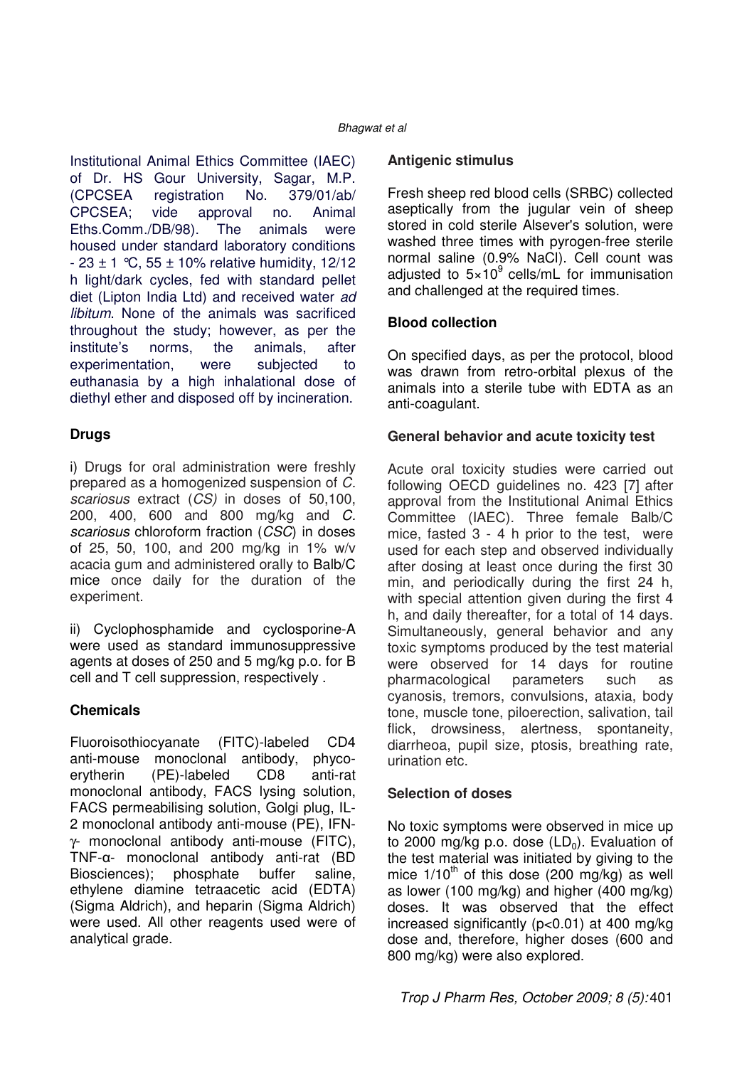Institutional Animal Ethics Committee (IAEC) of Dr. HS Gour University, Sagar, M.P. (CPCSEA registration No. 379/01/ab/ CPCSEA; vide approval no. Animal Eths.Comm./DB/98). The animals were housed under standard laboratory conditions - 23 ± 1 °C, 55 ± 10% relative humidity, 12/12 h light/dark cycles, fed with standard pellet diet (Lipton India Ltd) and received water *ad libitum*. None of the animals was sacrificed throughout the study; however, as per the institute's norms, the animals, after experimentation, were subjected to euthanasia by a high inhalational dose of diethyl ether and disposed off by incineration.

### Drugs

i) Drugs for oral administration were freshly prepared as a homogenized suspension of *C. scariosus* extract (*CS)* in doses of 50,100, 200, 400, 600 and 800 mg/kg and *C. scariosus* chloroform fraction (*CSC*) in doses of 25, 50, 100, and 200 mg/kg in 1% w/v acacia gum and administered orally to Balb/C mice once daily for the duration of the experiment.

ii) Cyclophosphamide and cyclosporine-A were used as standard immunosuppressive agents at doses of 250 and 5 mg/kg p.o. for B cell and T cell suppression, respectively .

### Chemicals

Fluoroisothiocyanate (FITC)-labeled CD4 anti-mouse monoclonal antibody, phycoerytherin (PE)-labeled CD8 anti-rat monoclonal antibody, FACS lysing solution, FACS permeabilising solution, Golgi plug, IL-2 monoclonal antibody anti-mouse (PE), IFN-γ- monoclonal antibody anti-mouse (FITC), TNF-α- monoclonal antibody anti-rat (BD Biosciences); phosphate buffer saline, ethylene diamine tetraacetic acid (EDTA) (Sigma Aldrich), and heparin (Sigma Aldrich) were used. All other reagents used were of analytical grade.

### Antigenic stimulus

Fresh sheep red blood cells (SRBC) collected aseptically from the jugular vein of sheep stored in cold sterile Alsever's solution, were washed three times with pyrogen-free sterile normal saline (0.9% NaCl). Cell count was adjusted to $5 \times 10^9$ cells/mL for immunisation and challenged at the required times.

### Blood collection

On specified days, as per the protocol, blood was drawn from retro-orbital plexus of the animals into a sterile tube with EDTA as an anti-coagulant.

### General behavior and acute toxicity test

Acute oral toxicity studies were carried out following OECD guidelines no. 423 [7] after approval from the Institutional Animal Ethics Committee (IAEC). Three female Balb/C mice, fasted 3 - 4 h prior to the test, were used for each step and observed individually after dosing at least once during the first 30 min, and periodically during the first 24 h, with special attention given during the first 4 h, and daily thereafter, for a total of 14 days. Simultaneously, general behavior and any toxic symptoms produced by the test material were observed for 14 days for routine pharmacological parameters such as cyanosis, tremors, convulsions, ataxia, body tone, muscle tone, piloerection, salivation, tail flick, drowsiness, alertness, spontaneity, diarrheoa, pupil size, ptosis, breathing rate, urination etc.

### Selection of doses

No toxic symptoms were observed in mice up to 2000 mg/kg p.o. dose ($LD_0$). Evaluation of the test material was initiated by giving to the mice $1/10^{th}$ of this dose (200 mg/kg) as well as lower (100 mg/kg) and higher (400 mg/kg) doses. It was observed that the effect increased significantly ($p<0.01$) at 400 mg/kg dose and, therefore, higher doses (600 and 800 mg/kg) were also explored.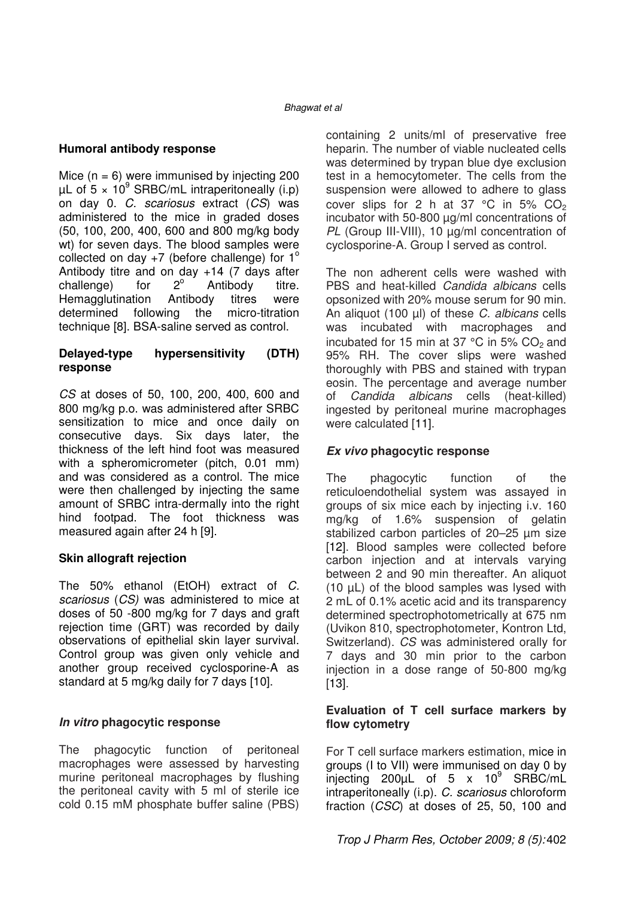**Humoral antibody response**

Mice (n = 6) were immunised by injecting 200 µL of 5 × $10^9$ SRBC/mL intraperitoneally (i.p) on day 0. *C. scariosus* extract (*CS*) was administered to the mice in graded doses (50, 100, 200, 400, 600 and 800 mg/kg body wt) for seven days. The blood samples were collected on day +7 (before challenge) for 1° Antibody titre and on day +14 (7 days after challenge) for 2° Antibody titre. Hemagglutination Antibody titres were determined following the micro-titration technique [8]. BSA-saline served as control.

**Delayed-type hypersensitivity (DTH) response**

*CS* at doses of 50, 100, 200, 400, 600 and 800 mg/kg p.o. was administered after SRBC sensitization to mice and once daily on consecutive days. Six days later, the thickness of the left hind foot was measured with a spheromicrometer (pitch, 0.01 mm) and was considered as a control. The mice were then challenged by injecting the same amount of SRBC intra-dermally into the right hind footpad. The foot thickness was measured again after 24 h [9].

**Skin allograft rejection**

The 50% ethanol (EtOH) extract of *C. scariosus* (*CS)* was administered to mice at doses of 50 -800 mg/kg for 7 days and graft rejection time (GRT) was recorded by daily observations of epithelial skin layer survival. Control group was given only vehicle and another group received cyclosporine-A as standard at 5 mg/kg daily for 7 days [10].

***In vitro* phagocytic response**

The phagocytic function of peritoneal macrophages were assessed by harvesting murine peritoneal macrophages by flushing the peritoneal cavity with 5 ml of sterile ice cold 0.15 mM phosphate buffer saline (PBS) containing 2 units/ml of preservative free heparin. The number of viable nucleated cells was determined by trypan blue dye exclusion test in a hemocytometer. The cells from the suspension were allowed to adhere to glass cover slips for 2 h at 37 °C in 5% $CO_2$ incubator with 50-800 µg/ml concentrations of *PL* (Group III-VIII), 10 µg/ml concentration of cyclosporine-A. Group I served as control.

The non adherent cells were washed with PBS and heat-killed *Candida albicans* cells opsonized with 20% mouse serum for 90 min. An aliquot (100 µl) of these *C. albicans* cells was incubated with macrophages and incubated for 15 min at 37 °C in 5% $CO_2$ and 95% RH. The cover slips were washed thoroughly with PBS and stained with trypan eosin. The percentage and average number of *Candida albicans* cells (heat-killed) ingested by peritoneal murine macrophages were calculated [11].

***Ex vivo* phagocytic response**

The phagocytic function of the reticuloendothelial system was assayed in groups of six mice each by injecting i.v. 160 mg/kg of 1.6% suspension of gelatin stabilized carbon particles of 20–25 µm size [12]. Blood samples were collected before carbon injection and at intervals varying between 2 and 90 min thereafter. An aliquot (10 µL) of the blood samples was lysed with 2 mL of 0.1% acetic acid and its transparency determined spectrophotometrically at 675 nm (Uvikon 810, spectrophotometer, Kontron Ltd, Switzerland). *CS* was administered orally for 7 days and 30 min prior to the carbon injection in a dose range of 50-800 mg/kg [13].

**Evaluation of T cell surface markers by flow cytometry**

For T cell surface markers estimation, mice in groups (I to VII) were immunised on day 0 by injecting 200µL of 5 x $10^9$ SRBC/mL intraperitoneally (i.p). *C. scariosus* chloroform fraction (*CSC*) at doses of 25, 50, 100 and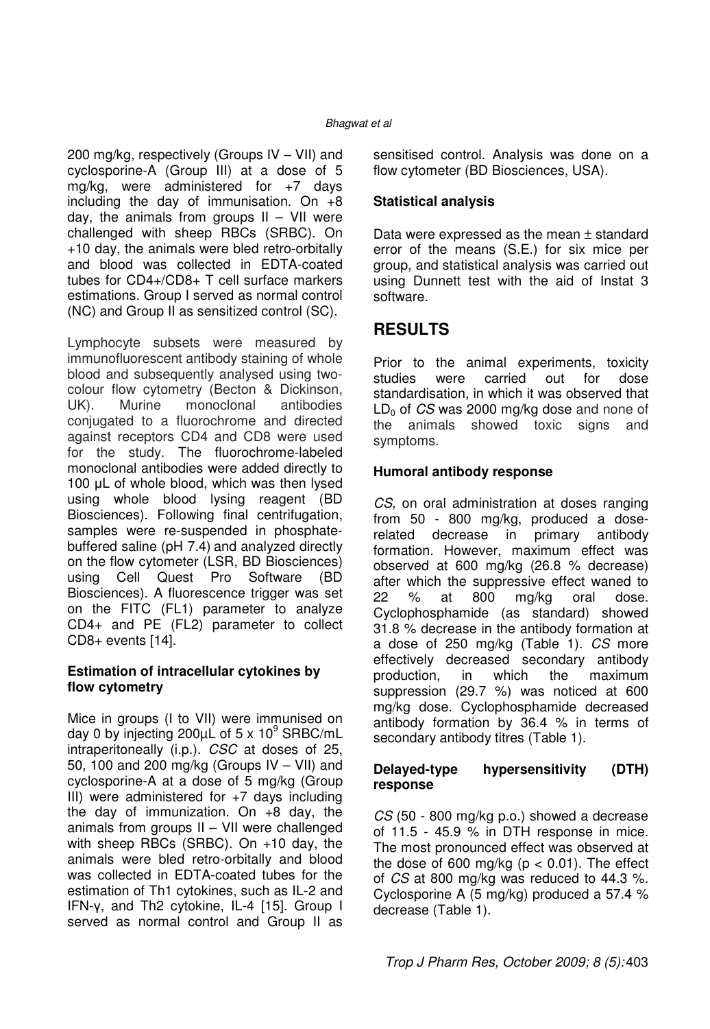200 mg/kg, respectively (Groups IV – VII) and cyclosporine-A (Group III) at a dose of 5 mg/kg, were administered for +7 days including the day of immunisation. On +8 day, the animals from groups II – VII were challenged with sheep RBCs (SRBC). On +10 day, the animals were bled retro-orbitally and blood was collected in EDTA-coated tubes for CD4+/CD8+ T cell surface markers estimations. Group I served as normal control (NC) and Group II as sensitized control (SC).

Lymphocyte subsets were measured by immunofluorescent antibody staining of whole blood and subsequently analysed using two-colour flow cytometry (Becton & Dickinson, UK). Murine monoclonal antibodies conjugated to a fluorochrome and directed against receptors CD4 and CD8 were used for the study. The fluorochrome-labeled monoclonal antibodies were added directly to 100 µL of whole blood, which was then lysed using whole blood lysing reagent (BD Biosciences). Following final centrifugation, samples were re-suspended in phosphate-buffered saline (pH 7.4) and analyzed directly on the flow cytometer (LSR, BD Biosciences) using Cell Quest Pro Software (BD Biosciences). A fluorescence trigger was set on the FITC (FL1) parameter to analyze CD4+ and PE (FL2) parameter to collect CD8+ events [14].

**Estimation of intracellular cytokines by flow cytometry**

Mice in groups (I to VII) were immunised on day 0 by injecting 200µL of 5 x $10^9$ SRBC/mL intraperitoneally (i.p.). *CSC* at doses of 25, 50, 100 and 200 mg/kg (Groups IV – VII) and cyclosporine-A at a dose of 5 mg/kg (Group III) were administered for +7 days including the day of immunization. On +8 day, the animals from groups II – VII were challenged with sheep RBCs (SRBC). On +10 day, the animals were bled retro-orbitally and blood was collected in EDTA-coated tubes for the estimation of Th1 cytokines, such as IL-2 and IFN-γ, and Th2 cytokine, IL-4 [15]. Group I served as normal control and Group II as sensitised control. Analysis was done on a flow cytometer (BD Biosciences, USA).

**Statistical analysis**

Data were expressed as the mean ± standard error of the means (S.E.) for six mice per group, and statistical analysis was carried out using Dunnett test with the aid of Instat 3 software.

## RESULTS

Prior to the animal experiments, toxicity studies were carried out for dose standardisation, in which it was observed that $LD_0$ of *CS* was 2000 mg/kg dose and none of the animals showed toxic signs and symptoms.

**Humoral antibody response**

*CS,* on oral administration at doses ranging from 50 - 800 mg/kg, produced a dose-related decrease in primary antibody formation. However, maximum effect was observed at 600 mg/kg (26.8 % decrease) after which the suppressive effect waned to 22 % at 800 mg/kg oral dose. Cyclophosphamide (as standard) showed 31.8 % decrease in the antibody formation at a dose of 250 mg/kg (Table 1). *CS* more effectively decreased secondary antibody production, in which the maximum suppression (29.7 %) was noticed at 600 mg/kg dose. Cyclophosphamide decreased antibody formation by 36.4 % in terms of secondary antibody titres (Table 1).

**Delayed-type hypersensitivity (DTH) response**

*CS* (50 - 800 mg/kg p.o.) showed a decrease of 11.5 - 45.9 % in DTH response in mice. The most pronounced effect was observed at the dose of 600 mg/kg ($p < 0.01$). The effect of *CS* at 800 mg/kg was reduced to 44.3 %. Cyclosporine A (5 mg/kg) produced a 57.4 % decrease (Table 1).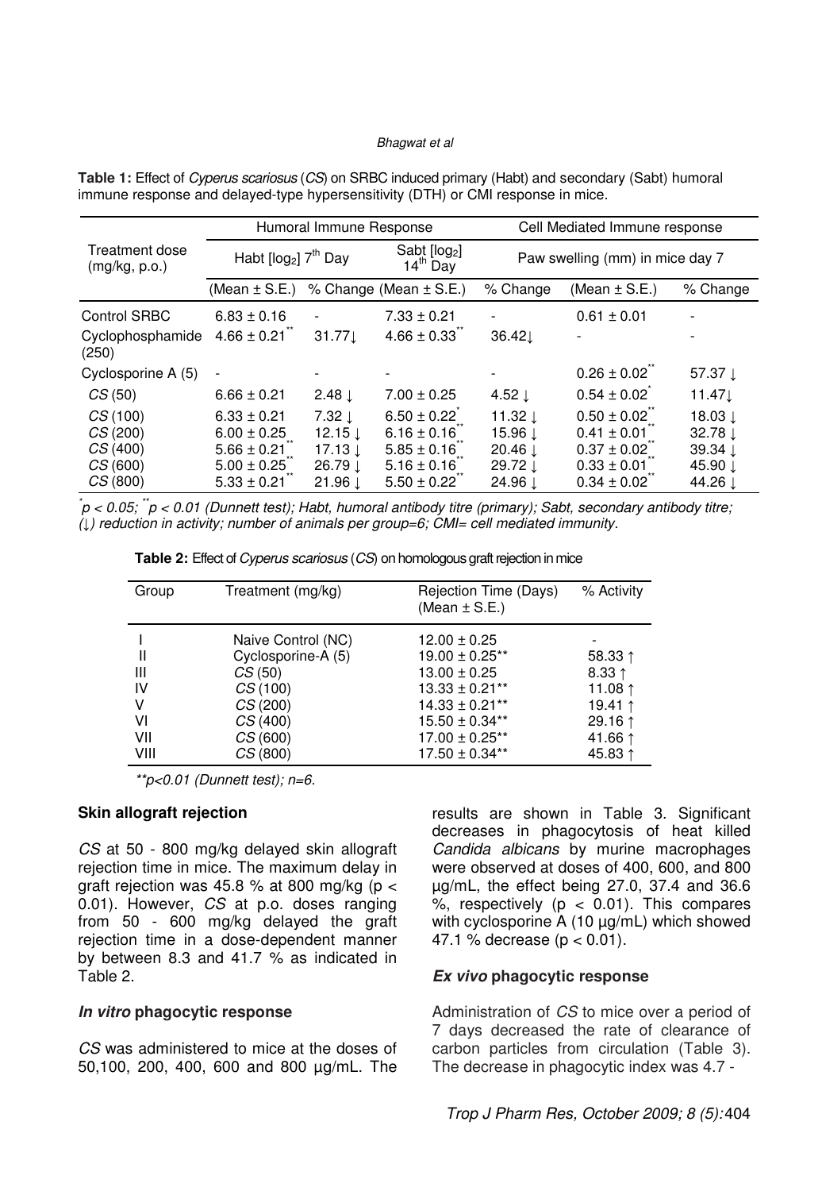**Table 1:** Effect of *Cyperus scariosus* (*CS*) on SRBC induced primary (Habt) and secondary (Sabt) humoral immune response and delayed-type hypersensitivity (DTH) or CMI response in mice.

| Treatment dose (mg/kg, p.o.) | Humoral Immune Response | | | | Cell Mediated Immune response | |
|---|---|---|---|---|---|---|
| | Habt [$\log_2$] 7th Day | | Sabt [$\log_2$] 14th Day | | Paw swelling (mm) in mice day 7 | |
| | (Mean ± S.E.) | % Change | (Mean ± S.E.) | % Change | (Mean ± S.E.) | % Change |
| Control SRBC | 6.83 ± 0.16 | - | 7.33 ± 0.21 | - | 0.61 ± 0.01 | - |
| Cyclophosphamide (250) | 4.66 ± 0.21** | 31.77↓ | 4.66 ± 0.33** | 36.42↓ | - | - |
| Cyclosporine A (5) | - | - | - | - | 0.26 ± 0.02** | 57.37 ↓ |
| *CS* (50) | 6.66 ± 0.21 | 2.48 ↓ | 7.00 ± 0.25 | 4.52 ↓ | 0.54 ± 0.02* | 11.47↓ |
| *CS* (100) | 6.33 ± 0.21 | 7.32 ↓ | 6.50 ± 0.22* | 11.32 ↓ | 0.50 ± 0.02** | 18.03 ↓ |
| *CS* (200) | 6.00 ± 0.25 | 12.15 ↓ | 6.16 ± 0.16** | 15.96 ↓ | 0.41 ± 0.01** | 32.78 ↓ |
| *CS* (400) | 5.66 ± 0.21** | 17.13 ↓ | 5.85 ± 0.16** | 20.46 ↓ | 0.37 ± 0.02** | 39.34 ↓ |
| *CS* (600) | 5.00 ± 0.25** | 26.79 ↓ | 5.16 ± 0.16** | 29.72 ↓ | 0.33 ± 0.01** | 45.90 ↓ |
| *CS* (800) | 5.33 ± 0.21** | 21.96 ↓ | 5.50 ± 0.22** | 24.96 ↓ | 0.34 ± 0.02** | 44.26 ↓ |

*$p < 0.05$; **$p < 0.01$ (Dunnett test); Habt, humoral antibody titre (primary); Sabt, secondary antibody titre; (↓) reduction in activity; number of animals per group=6; CMI= cell mediated immunity.

**Table 2:** Effect of *Cyperus scariosus* (*CS*) on homologous graft rejection in mice

| Group | Treatment (mg/kg) | Rejection Time (Days) (Mean ± S.E.) | % Activity |
|---|---|---|---|
| I | Naive Control (NC) | 12.00 ± 0.25 | - |
| II | Cyclosporine-A (5) | 19.00 ± 0.25** | 58.33 ↑ |
| III | *CS* (50) | 13.00 ± 0.25 | 8.33 ↑ |
| IV | *CS* (100) | 13.33 ± 0.21** | 11.08 ↑ |
| V | *CS* (200) | 14.33 ± 0.21** | 19.41 ↑ |
| VI | *CS* (400) | 15.50 ± 0.34** | 29.16 ↑ |
| VII | *CS* (600) | 17.00 ± 0.25** | 41.66 ↑ |
| VIII | *CS* (800) | 17.50 ± 0.34** | 45.83 ↑ |

**$p<0.01$ (Dunnett test); n=6.

**Skin allograft rejection**

*CS* at 50 - 800 mg/kg delayed skin allograft rejection time in mice. The maximum delay in graft rejection was 45.8 % at 800 mg/kg ($p < 0.01$). However, *CS* at p.o. doses ranging from 50 - 600 mg/kg delayed the graft rejection time in a dose-dependent manner by between 8.3 and 41.7 % as indicated in Table 2.

***In vitro* phagocytic response**

*CS* was administered to mice at the doses of 50,100, 200, 400, 600 and 800 µg/mL. The results are shown in Table 3. Significant decreases in phagocytosis of heat killed *Candida albicans* by murine macrophages were observed at doses of 400, 600, and 800 µg/mL, the effect being 27.0, 37.4 and 36.6 %, respectively ($p < 0.01$). This compares with cyclosporine A (10 µg/mL) which showed 47.1 % decrease ($p < 0.01$).

***Ex vivo* phagocytic response**

Administration of *CS* to mice over a period of 7 days decreased the rate of clearance of carbon particles from circulation (Table 3). The decrease in phagocytic index was 4.7 -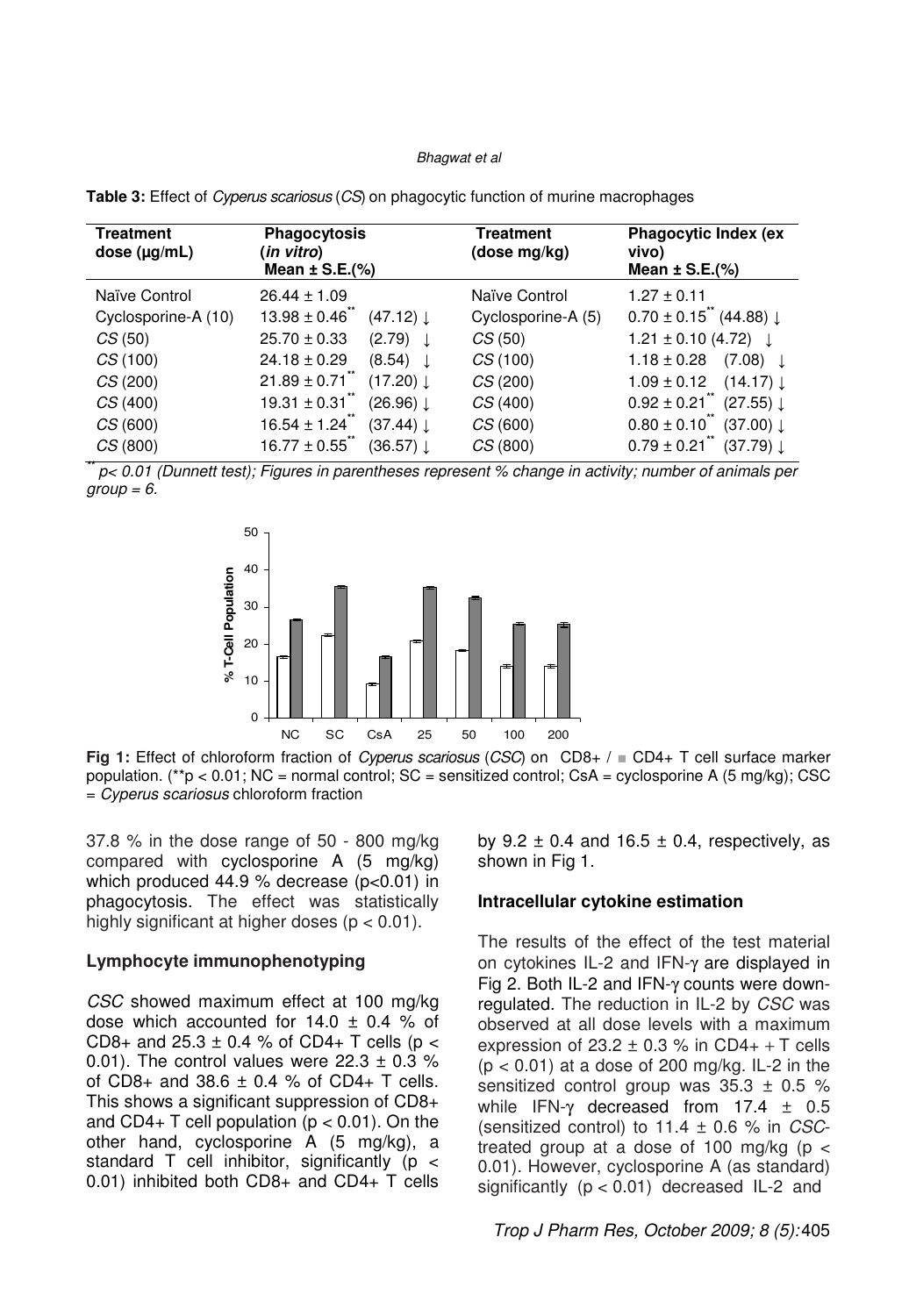**Table 3:** Effect of *Cyperus scariosus* (*CS*) on phagocytic function of murine macrophages

| Treatment dose (µg/mL) | Phagocytosis (*in vitro*) Mean ± S.E.(%) | Treatment (dose mg/kg) | Phagocytic Index (ex vivo) Mean ± S.E.(%) |
|---|---|---|---|
| Naïve Control | 26.44 ± 1.09 | Naïve Control | 1.27 ± 0.11 |
| Cyclosporine-A (10) | 13.98 ± 0.46** (47.12) ↓ | Cyclosporine-A (5) | 0.70 ± 0.15** (44.88) ↓ |
| *CS* (50) | 25.70 ± 0.33 (2.79) ↓ | *CS* (50) | 1.21 ± 0.10 (4.72) ↓ |
| *CS* (100) | 24.18 ± 0.29 (8.54) ↓ | *CS* (100) | 1.18 ± 0.28 (7.08) ↓ |
| *CS* (200) | 21.89 ± 0.71** (17.20) ↓ | *CS* (200) | 1.09 ± 0.12 (14.17) ↓ |
| *CS* (400) | 19.31 ± 0.31** (26.96) ↓ | *CS* (400) | 0.92 ± 0.21** (27.55) ↓ |
| *CS* (600) | 16.54 ± 1.24** (37.44) ↓ | *CS* (600) | 0.80 ± 0.10** (37.00) ↓ |
| *CS* (800) | 16.77 ± 0.55** (36.57) ↓ | *CS* (800) | 0.79 ± 0.21** (37.79) ↓ |

*** p< 0.01 (Dunnett test); Figures in parentheses represent % change in activity; number of animals per group = 6.*

**Fig 1:** Effect of chloroform fraction of *Cyperus scariosus* (*CSC*) on CD8+ / ■ CD4+ T cell surface marker population. (**p < 0.01; NC = normal control; SC = sensitized control; CsA = cyclosporine A (5 mg/kg); CSC = *Cyperus scariosus* chloroform fraction

37.8 % in the dose range of 50 - 800 mg/kg compared with cyclosporine A (5 mg/kg) which produced 44.9 % decrease (p<0.01) in phagocytosis. The effect was statistically highly significant at higher doses (p < 0.01).

### Lymphocyte immunophenotyping

*CSC* showed maximum effect at 100 mg/kg dose which accounted for 14.0 ± 0.4 % of CD8+ and 25.3 ± 0.4 % of CD4+ T cells (p < 0.01). The control values were 22.3 ± 0.3 % of CD8+ and 38.6 ± 0.4 % of CD4+ T cells. This shows a significant suppression of CD8+ and CD4+ T cell population (p < 0.01). On the other hand, cyclosporine A (5 mg/kg), a standard T cell inhibitor, significantly (p < 0.01) inhibited both CD8+ and CD4+ T cells by 9.2 ± 0.4 and 16.5 ± 0.4, respectively, as shown in Fig 1.

### Intracellular cytokine estimation

The results of the effect of the test material on cytokines IL-2 and IFN-γ are displayed in Fig 2. Both IL-2 and IFN-γ counts were down-regulated. The reduction in IL-2 by *CSC* was observed at all dose levels with a maximum expression of 23.2 ± 0.3 % in CD4+ + T cells (p < 0.01) at a dose of 200 mg/kg. IL-2 in the sensitized control group was 35.3 ± 0.5 % while IFN-γ decreased from 17.4 ± 0.5 (sensitized control) to 11.4 ± 0.6 % in *CSC*-treated group at a dose of 100 mg/kg (p < 0.01). However, cyclosporine A (as standard) significantly (p < 0.01) decreased IL-2 and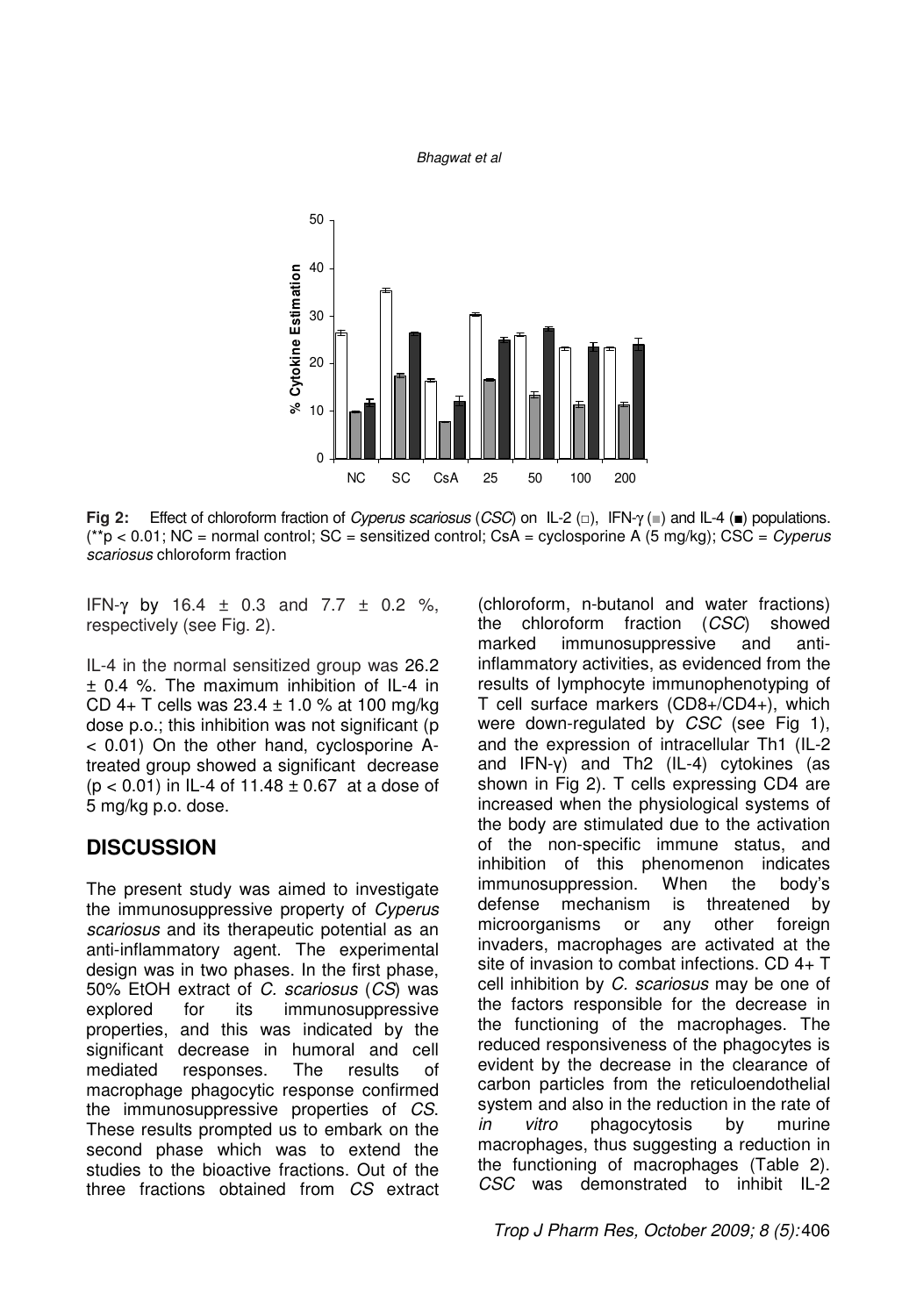Fig 2: Effect of chloroform fraction of *Cyperus scariosus* (*CSC*) on IL-2 (□), IFN-γ (■) and IL-4 (■) populations. (**p < 0.01; NC = normal control; SC = sensitized control; CsA = cyclosporine A (5 mg/kg); CSC = *Cyperus scariosus* chloroform fraction

IFN-γ by 16.4 ± 0.3 and 7.7 ± 0.2 %, respectively (see Fig. 2).

IL-4 in the normal sensitized group was 26.2 ± 0.4 %. The maximum inhibition of IL-4 in CD 4+ T cells was 23.4 ± 1.0 % at 100 mg/kg dose p.o.; this inhibition was not significant ($p < 0.01$) On the other hand, cyclosporine A-treated group showed a significant decrease ($p < 0.01$) in IL-4 of 11.48 ± 0.67 at a dose of 5 mg/kg p.o. dose.

## DISCUSSION

The present study was aimed to investigate the immunosuppressive property of *Cyperus scariosus* and its therapeutic potential as an anti-inflammatory agent. The experimental design was in two phases. In the first phase, 50% EtOH extract of *C. scariosus* (*CS*) was explored for its immunosuppressive properties, and this was indicated by the significant decrease in humoral and cell mediated responses. The results of macrophage phagocytic response confirmed the immunosuppressive properties of *CS*. These results prompted us to embark on the second phase which was to extend the studies to the bioactive fractions. Out of the three fractions obtained from *CS* extract (chloroform, n-butanol and water fractions) the chloroform fraction (*CSC*) showed marked immunosuppressive and anti-inflammatory activities, as evidenced from the results of lymphocyte immunophenotyping of T cell surface markers (CD8+/CD4+), which were down-regulated by *CSC* (see Fig 1), and the expression of intracellular Th1 (IL-2 and IFN-γ) and Th2 (IL-4) cytokines (as shown in Fig 2). T cells expressing CD4 are increased when the physiological systems of the body are stimulated due to the activation of the non-specific immune status, and inhibition of this phenomenon indicates immunosuppression. When the body's defense mechanism is threatened by microorganisms or any other foreign invaders, macrophages are activated at the site of invasion to combat infections. CD 4+ T cell inhibition by *C. scariosus* may be one of the factors responsible for the decrease in the functioning of the macrophages. The reduced responsiveness of the phagocytes is evident by the decrease in the clearance of carbon particles from the reticuloendothelial system and also in the reduction in the rate of *in vitro* phagocytosis by murine macrophages, thus suggesting a reduction in the functioning of macrophages (Table 2). *CSC* was demonstrated to inhibit IL-2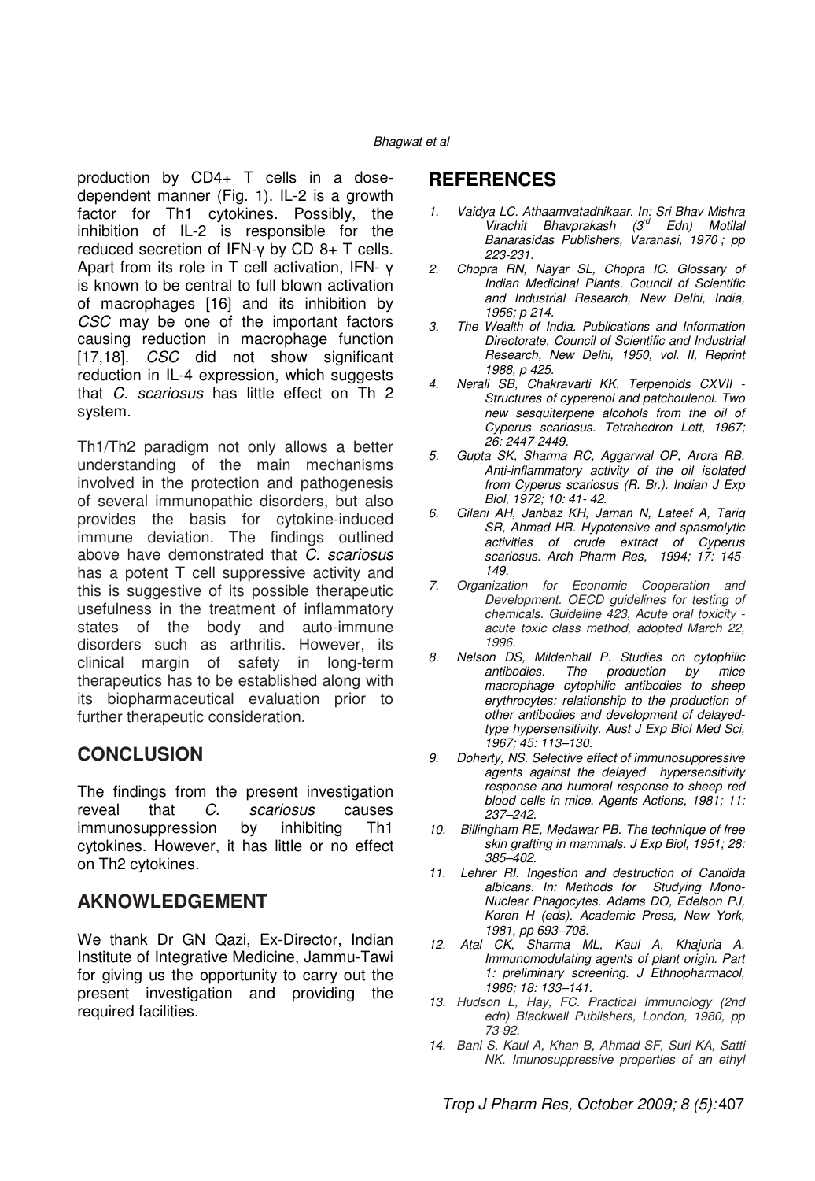production by CD4+ T cells in a dose-dependent manner (Fig. 1). IL-2 is a growth factor for Th1 cytokines. Possibly, the inhibition of IL-2 is responsible for the reduced secretion of IFN-γ by CD 8+ T cells. Apart from its role in T cell activation, IFN- γ is known to be central to full blown activation of macrophages [16] and its inhibition by *CSC* may be one of the important factors causing reduction in macrophage function [17,18]. *CSC* did not show significant reduction in IL-4 expression, which suggests that *C. scariosus* has little effect on Th 2 system.

Th1/Th2 paradigm not only allows a better understanding of the main mechanisms involved in the protection and pathogenesis of several immunopathic disorders, but also provides the basis for cytokine-induced immune deviation. The findings outlined above have demonstrated that *C. scariosus* has a potent T cell suppressive activity and this is suggestive of its possible therapeutic usefulness in the treatment of inflammatory states of the body and auto-immune disorders such as arthritis. However, its clinical margin of safety in long-term therapeutics has to be established along with its biopharmaceutical evaluation prior to further therapeutic consideration.

## CONCLUSION

The findings from the present investigation reveal that *C. scariosus* causes immunosuppression by inhibiting Th1 cytokines. However, it has little or no effect on Th2 cytokines.

## AKNOWLEDGEMENT

We thank Dr GN Qazi, Ex-Director, Indian Institute of Integrative Medicine, Jammu-Tawi for giving us the opportunity to carry out the present investigation and providing the required facilities.

## REFERENCES

1. *Vaidya LC. Athaamvatadhikaar. In: Sri Bhav Mishra Virachit Bhavprakash (3rd Edn) Motilal Banarasidas Publishers, Varanasi, 1970 ; pp 223-231.*
2. *Chopra RN, Nayar SL, Chopra IC. Glossary of Indian Medicinal Plants. Council of Scientific and Industrial Research, New Delhi, India, 1956; p 214.*
3. *The Wealth of India. Publications and Information Directorate, Council of Scientific and Industrial Research, New Delhi, 1950, vol. II, Reprint 1988, p 425.*
4. *Nerali SB, Chakravarti KK. Terpenoids CXVII - Structures of cyperenol and patchoulenol. Two new sesquiterpene alcohols from the oil of Cyperus scariosus. Tetrahedron Lett, 1967; 26: 2447-2449.*
5. *Gupta SK, Sharma RC, Aggarwal OP, Arora RB. Anti-inflammatory activity of the oil isolated from Cyperus scariosus (R. Br.). Indian J Exp Biol, 1972; 10: 41- 42.*
6. *Gilani AH, Janbaz KH, Jaman N, Lateef A, Tariq SR, Ahmad HR. Hypotensive and spasmolytic activities of crude extract of Cyperus scariosus. Arch Pharm Res, 1994; 17: 145-149.*
7. *Organization for Economic Cooperation and Development. OECD guidelines for testing of chemicals. Guideline 423, Acute oral toxicity - acute toxic class method, adopted March 22, 1996.*
8. *Nelson DS, Mildenhall P. Studies on cytophilic antibodies. The production by mice macrophage cytophilic antibodies to sheep erythrocytes: relationship to the production of other antibodies and development of delayed-type hypersensitivity. Aust J Exp Biol Med Sci, 1967; 45: 113–130.*
9. *Doherty, NS. Selective effect of immunosuppressive agents against the delayed hypersensitivity response and humoral response to sheep red blood cells in mice. Agents Actions, 1981; 11: 237–242.*
10. *Billingham RE, Medawar PB. The technique of free skin grafting in mammals. J Exp Biol, 1951; 28: 385–402.*
11. *Lehrer RI. Ingestion and destruction of Candida albicans. In: Methods for Studying Mono-Nuclear Phagocytes. Adams DO, Edelson PJ, Koren H (eds). Academic Press, New York, 1981, pp 693–708.*
12. *Atal CK, Sharma ML, Kaul A, Khajuria A. Immunomodulating agents of plant origin. Part 1: preliminary screening. J Ethnopharmacol, 1986; 18: 133–141.*
13. *Hudson L, Hay, FC. Practical Immunology (2nd edn) Blackwell Publishers, London, 1980, pp 73-92.*
14. *Bani S, Kaul A, Khan B, Ahmad SF, Suri KA, Satti NK. Imunosuppressive properties of an ethyl*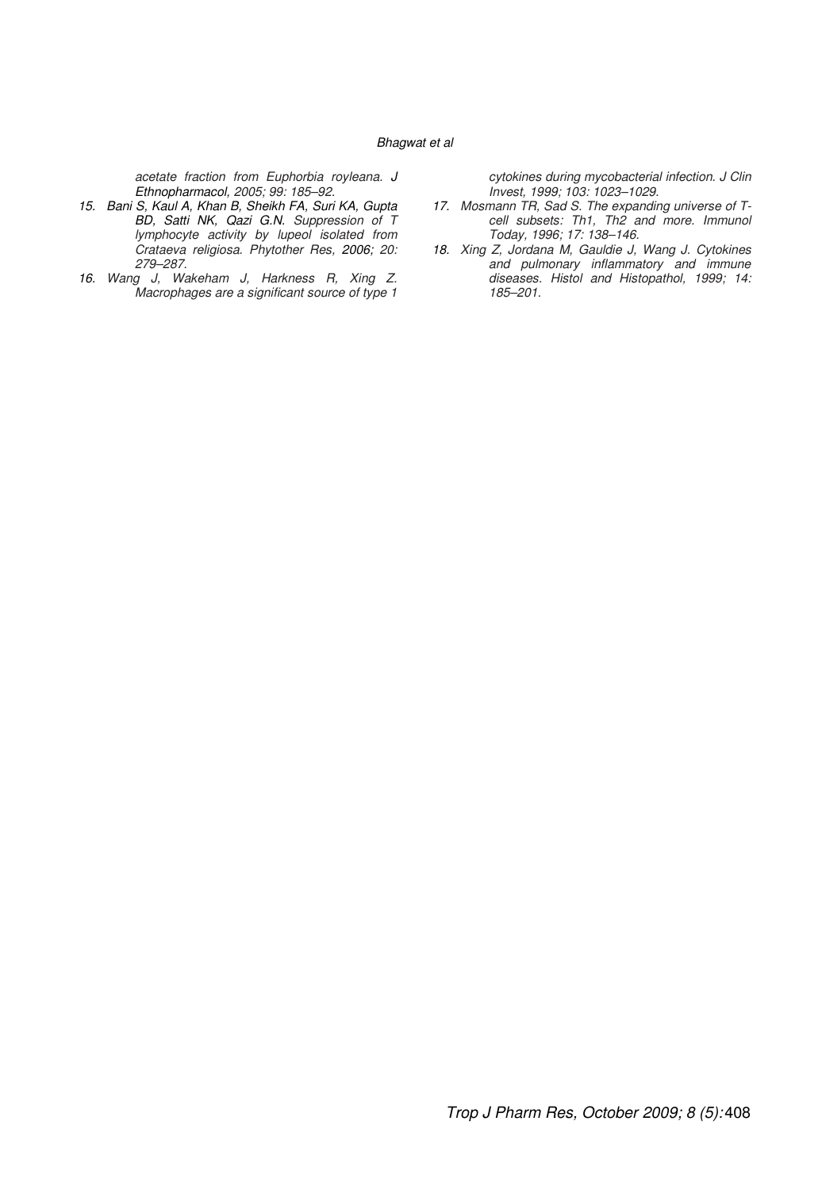acetate fraction from Euphorbia royleana. J Ethnopharmacol, 2005; 99: 185–92.

15. Bani S, Kaul A, Khan B, Sheikh FA, Suri KA, Gupta BD, Satti NK, Qazi G.N. Suppression of T lymphocyte activity by lupeol isolated from Crataeva religiosa. Phytother Res, 2006; 20: 279–287.
16. Wang J, Wakeham J, Harkness R, Xing Z. Macrophages are a significant source of type 1 cytokines during mycobacterial infection. J Clin Invest, 1999; 103: 1023–1029.
17. Mosmann TR, Sad S. The expanding universe of T-cell subsets: Th1, Th2 and more. Immunol Today, 1996; 17: 138–146.
18. Xing Z, Jordana M, Gauldie J, Wang J. Cytokines and pulmonary inflammatory and immune diseases. Histol and Histopathol, 1999; 14: 185–201.